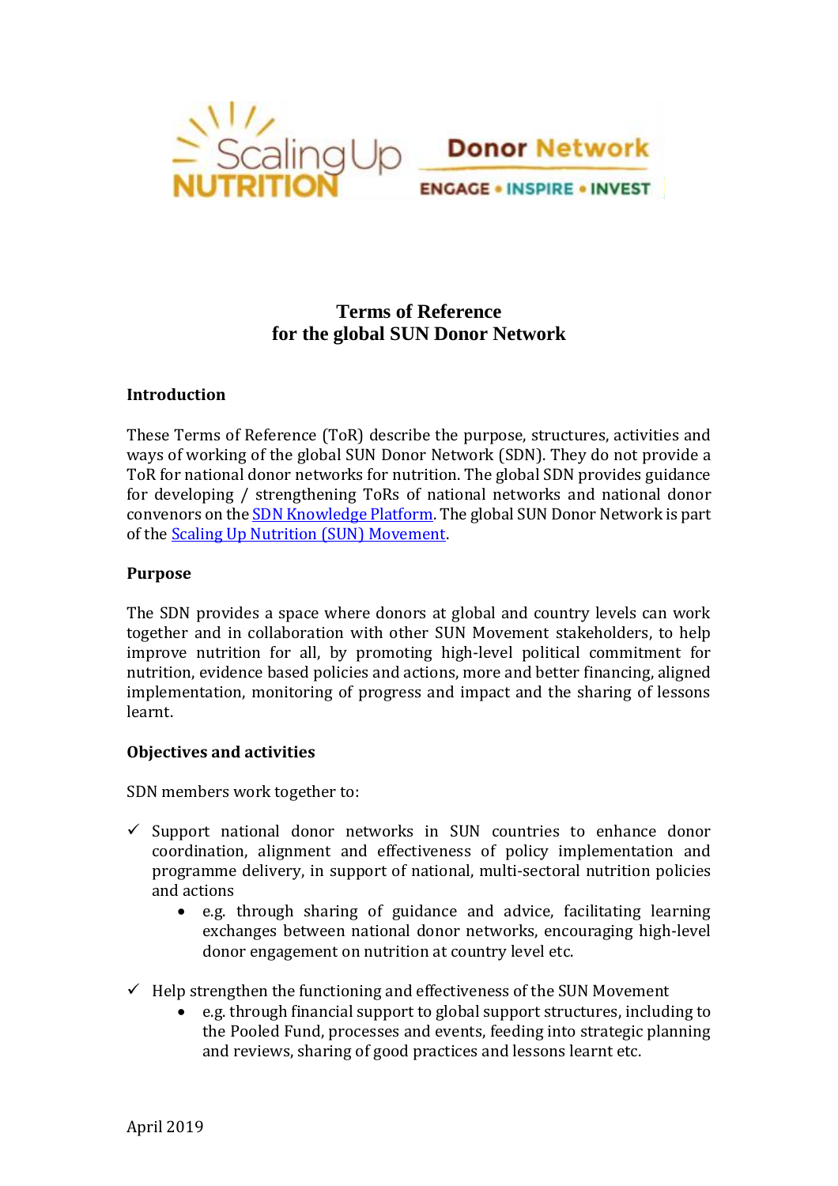# Terms of Reference
# for the global SUN Donor Network

## Introduction

These Terms of Reference (ToR) describe the purpose, structures, activities and ways of working of the global SUN Donor Network (SDN). They do not provide a ToR for national donor networks for nutrition. The global SDN provides guidance for developing / strengthening ToRs of national networks and national donor convenors on the SDN Knowledge Platform. The global SUN Donor Network is part of the Scaling Up Nutrition (SUN) Movement.

## Purpose

The SDN provides a space where donors at global and country levels can work together and in collaboration with other SUN Movement stakeholders, to help improve nutrition for all, by promoting high-level political commitment for nutrition, evidence based policies and actions, more and better financing, aligned implementation, monitoring of progress and impact and the sharing of lessons learnt.

## Objectives and activities

SDN members work together to:

- ✓ Support national donor networks in SUN countries to enhance donor coordination, alignment and effectiveness of policy implementation and programme delivery, in support of national, multi-sectoral nutrition policies and actions
    - e.g. through sharing of guidance and advice, facilitating learning exchanges between national donor networks, encouraging high-level donor engagement on nutrition at country level etc.
- ✓ Help strengthen the functioning and effectiveness of the SUN Movement
    - e.g. through financial support to global support structures, including to the Pooled Fund, processes and events, feeding into strategic planning and reviews, sharing of good practices and lessons learnt etc.

April 2019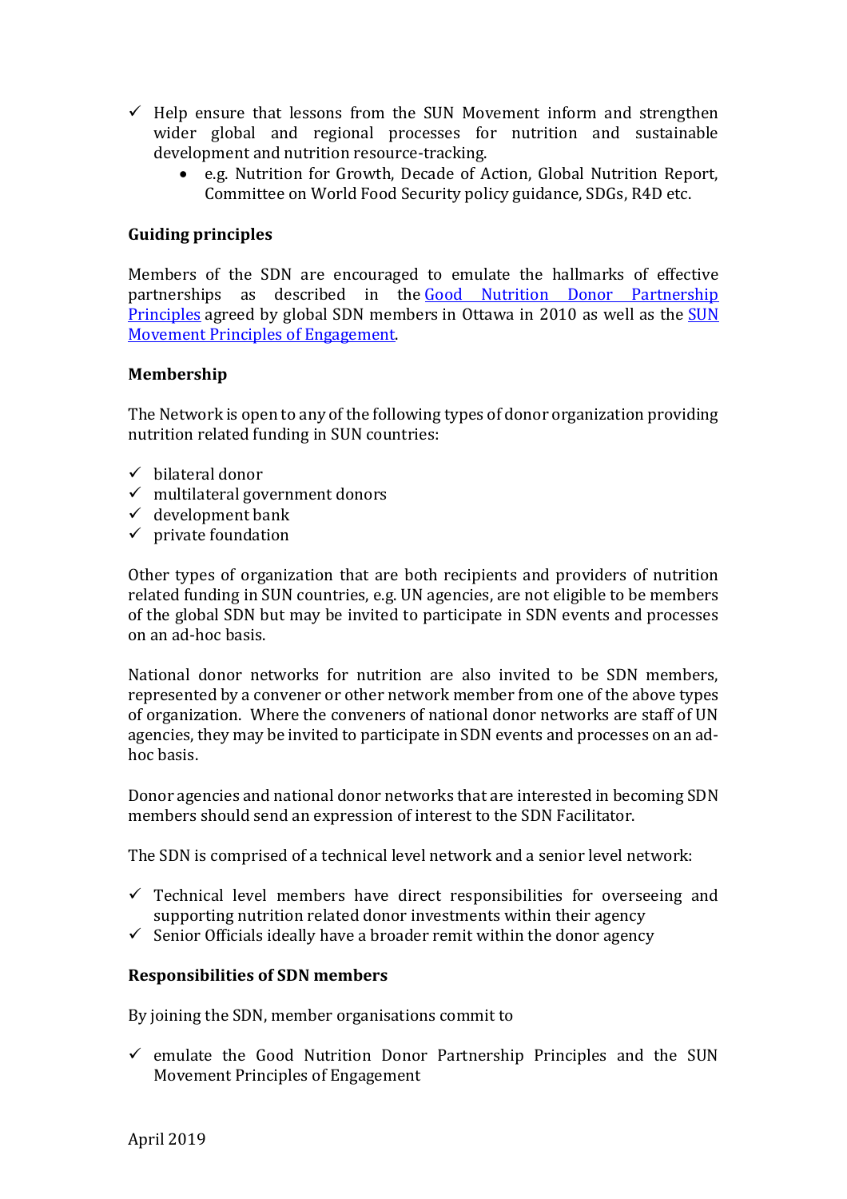- ✓ Help ensure that lessons from the SUN Movement inform and strengthen wider global and regional processes for nutrition and sustainable development and nutrition resource-tracking.
    - e.g. Nutrition for Growth, Decade of Action, Global Nutrition Report, Committee on World Food Security policy guidance, SDGs, R4D etc.

**Guiding principles**

Members of the SDN are encouraged to emulate the hallmarks of effective partnerships as described in the Good Nutrition Donor Partnership Principles agreed by global SDN members in Ottawa in 2010 as well as the SUN Movement Principles of Engagement.

**Membership**

The Network is open to any of the following types of donor organization providing nutrition related funding in SUN countries:

- ✓ bilateral donor
- ✓ multilateral government donors
- ✓ development bank
- ✓ private foundation

Other types of organization that are both recipients and providers of nutrition related funding in SUN countries, e.g. UN agencies, are not eligible to be members of the global SDN but may be invited to participate in SDN events and processes on an ad-hoc basis.

National donor networks for nutrition are also invited to be SDN members, represented by a convener or other network member from one of the above types of organization. Where the conveners of national donor networks are staff of UN agencies, they may be invited to participate in SDN events and processes on an ad-hoc basis.

Donor agencies and national donor networks that are interested in becoming SDN members should send an expression of interest to the SDN Facilitator.

The SDN is comprised of a technical level network and a senior level network:

- ✓ Technical level members have direct responsibilities for overseeing and supporting nutrition related donor investments within their agency
- ✓ Senior Officials ideally have a broader remit within the donor agency

**Responsibilities of SDN members**

By joining the SDN, member organisations commit to

- ✓ emulate the Good Nutrition Donor Partnership Principles and the SUN Movement Principles of Engagement

April 2019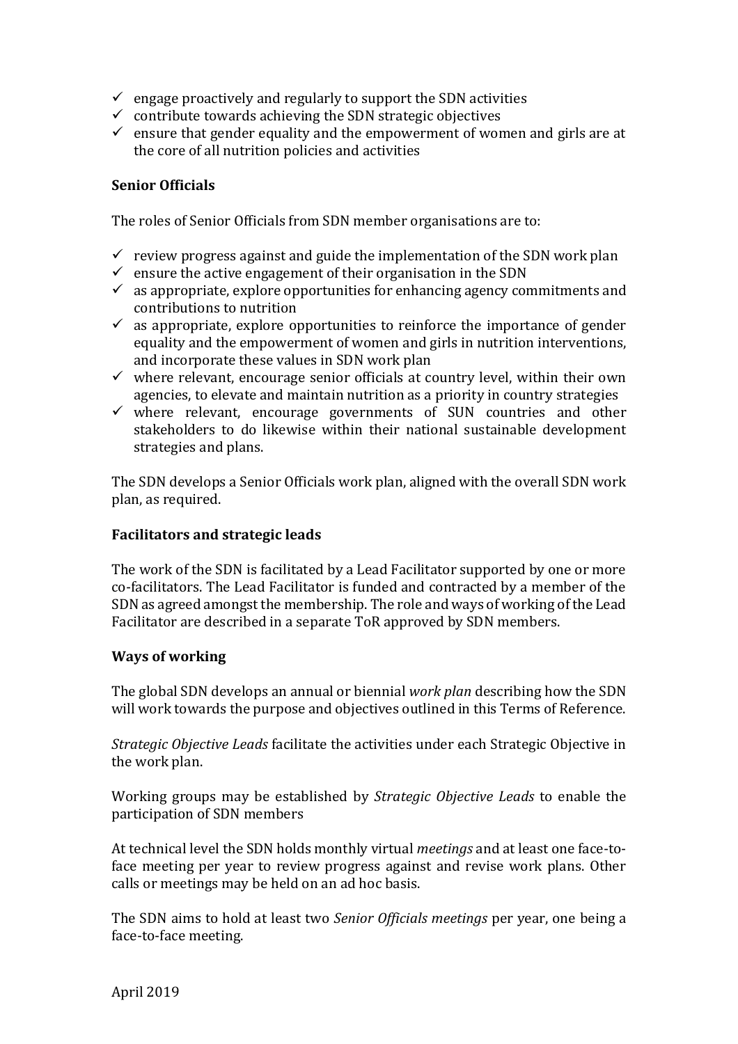- ✓ engage proactively and regularly to support the SDN activities
- ✓ contribute towards achieving the SDN strategic objectives
- ✓ ensure that gender equality and the empowerment of women and girls are at the core of all nutrition policies and activities

**Senior Officials**

The roles of Senior Officials from SDN member organisations are to:

- ✓ review progress against and guide the implementation of the SDN work plan
- ✓ ensure the active engagement of their organisation in the SDN
- ✓ as appropriate, explore opportunities for enhancing agency commitments and contributions to nutrition
- ✓ as appropriate, explore opportunities to reinforce the importance of gender equality and the empowerment of women and girls in nutrition interventions, and incorporate these values in SDN work plan
- ✓ where relevant, encourage senior officials at country level, within their own agencies, to elevate and maintain nutrition as a priority in country strategies
- ✓ where relevant, encourage governments of SUN countries and other stakeholders to do likewise within their national sustainable development strategies and plans.

The SDN develops a Senior Officials work plan, aligned with the overall SDN work plan, as required.

**Facilitators and strategic leads**

The work of the SDN is facilitated by a Lead Facilitator supported by one or more co-facilitators. The Lead Facilitator is funded and contracted by a member of the SDN as agreed amongst the membership. The role and ways of working of the Lead Facilitator are described in a separate ToR approved by SDN members.

**Ways of working**

The global SDN develops an annual or biennial *work plan* describing how the SDN will work towards the purpose and objectives outlined in this Terms of Reference.

*Strategic Objective Leads* facilitate the activities under each Strategic Objective in the work plan.

Working groups may be established by *Strategic Objective Leads* to enable the participation of SDN members

At technical level the SDN holds monthly virtual *meetings* and at least one face-to-face meeting per year to review progress against and revise work plans. Other calls or meetings may be held on an ad hoc basis.

The SDN aims to hold at least two *Senior Officials meetings* per year, one being a face-to-face meeting.

April 2019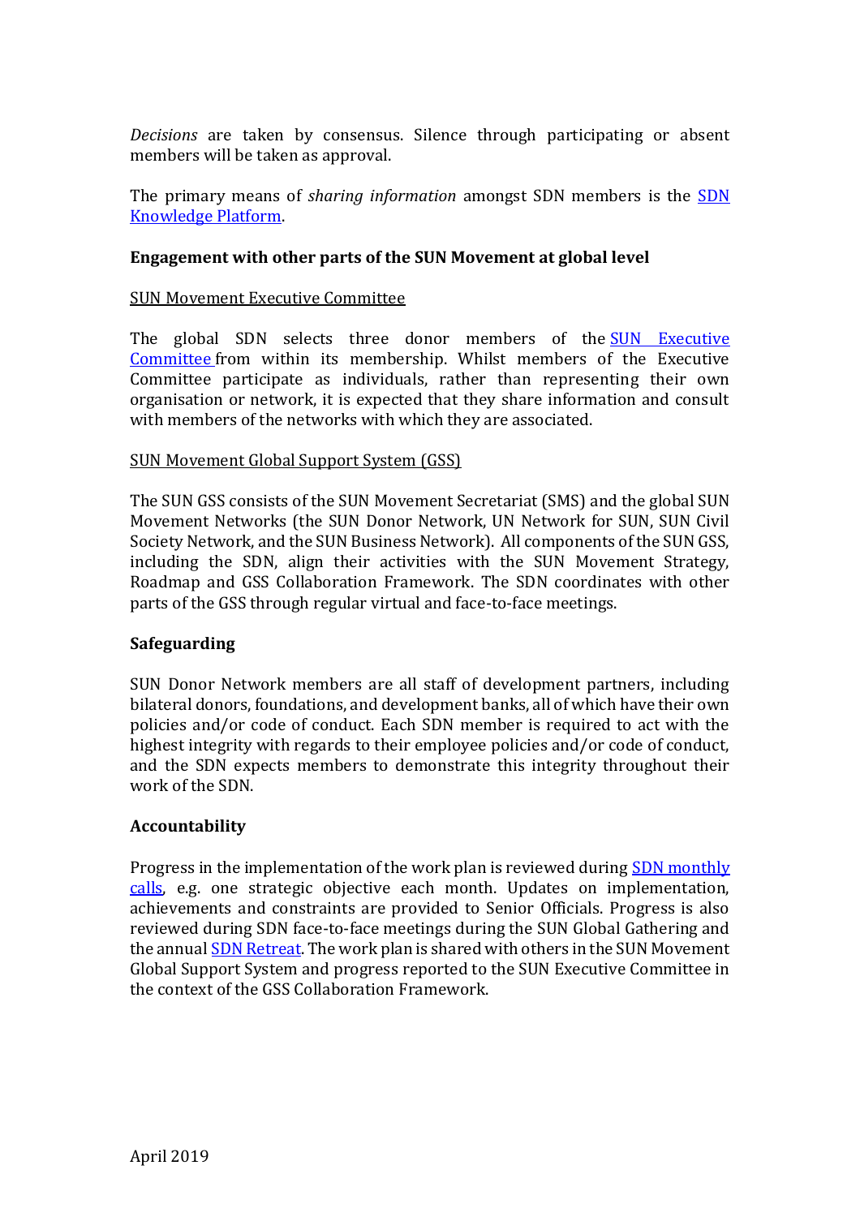*Decisions* are taken by consensus. Silence through participating or absent members will be taken as approval.

The primary means of *sharing information* amongst SDN members is the SDN Knowledge Platform.

**Engagement with other parts of the SUN Movement at global level**

SUN Movement Executive Committee

The global SDN selects three donor members of the SUN Executive Committee from within its membership. Whilst members of the Executive Committee participate as individuals, rather than representing their own organisation or network, it is expected that they share information and consult with members of the networks with which they are associated.

SUN Movement Global Support System (GSS)

The SUN GSS consists of the SUN Movement Secretariat (SMS) and the global SUN Movement Networks (the SUN Donor Network, UN Network for SUN, SUN Civil Society Network, and the SUN Business Network). All components of the SUN GSS, including the SDN, align their activities with the SUN Movement Strategy, Roadmap and GSS Collaboration Framework. The SDN coordinates with other parts of the GSS through regular virtual and face-to-face meetings.

**Safeguarding**

SUN Donor Network members are all staff of development partners, including bilateral donors, foundations, and development banks, all of which have their own policies and/or code of conduct. Each SDN member is required to act with the highest integrity with regards to their employee policies and/or code of conduct, and the SDN expects members to demonstrate this integrity throughout their work of the SDN.

**Accountability**

Progress in the implementation of the work plan is reviewed during SDN monthly calls, e.g. one strategic objective each month. Updates on implementation, achievements and constraints are provided to Senior Officials. Progress is also reviewed during SDN face-to-face meetings during the SUN Global Gathering and the annual SDN Retreat. The work plan is shared with others in the SUN Movement Global Support System and progress reported to the SUN Executive Committee in the context of the GSS Collaboration Framework.

April 2019